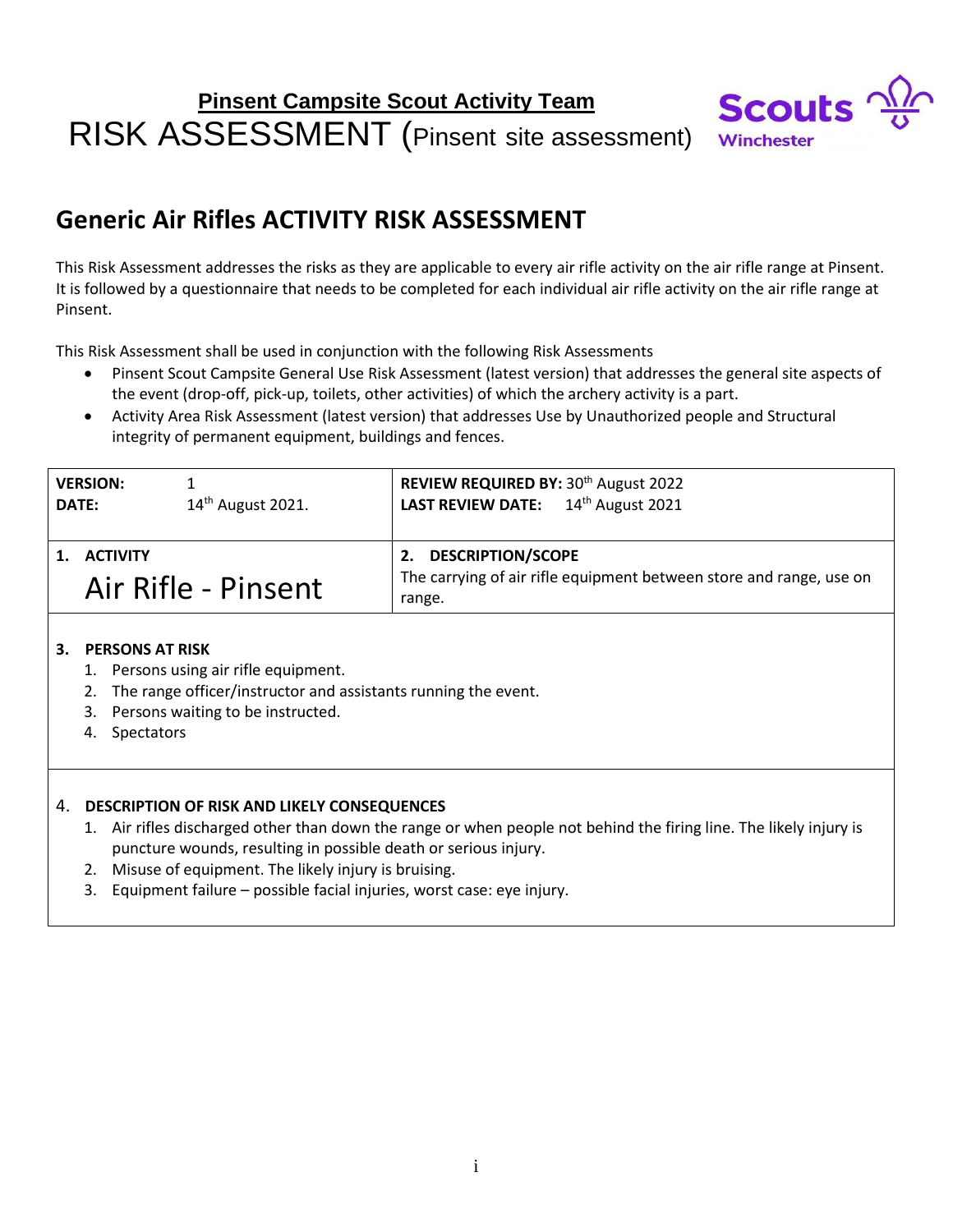**Pinsent Campsite Scout Activity Team**

RISK ASSESSMENT (Pinsent site assessment)

Scouts Winchester

## Generic Air Rifles ACTIVITY RISK ASSESSMENT

This Risk Assessment addresses the risks as they are applicable to every air rifle activity on the air rifle range at Pinsent. It is followed by a questionnaire that needs to be completed for each individual air rifle activity on the air rifle range at Pinsent.

This Risk Assessment shall be used in conjunction with the following Risk Assessments

- Pinsent Scout Campsite General Use Risk Assessment (latest version) that addresses the general site aspects of the event (drop-off, pick-up, toilets, other activities) of which the archery activity is a part.
- Activity Area Risk Assessment (latest version) that addresses Use by Unauthorized people and Structural integrity of permanent equipment, buildings and fences.

| | |
|---|---|
| **VERSION:** 1<br>**DATE:** 14th August 2021. | **REVIEW REQUIRED BY:** 30th August 2022<br>**LAST REVIEW DATE:** 14th August 2021 |
| **1. ACTIVITY**<br>Air Rifle - Pinsent | **2. DESCRIPTION/SCOPE**<br>The carrying of air rifle equipment between store and range, use on range. |

**3. PERSONS AT RISK**

1. Persons using air rifle equipment.
2. The range officer/instructor and assistants running the event.
3. Persons waiting to be instructed.
4. Spectators

**4. DESCRIPTION OF RISK AND LIKELY CONSEQUENCES**

1. Air rifles discharged other than down the range or when people not behind the firing line. The likely injury is puncture wounds, resulting in possible death or serious injury.
2. Misuse of equipment. The likely injury is bruising.
3. Equipment failure – possible facial injuries, worst case: eye injury.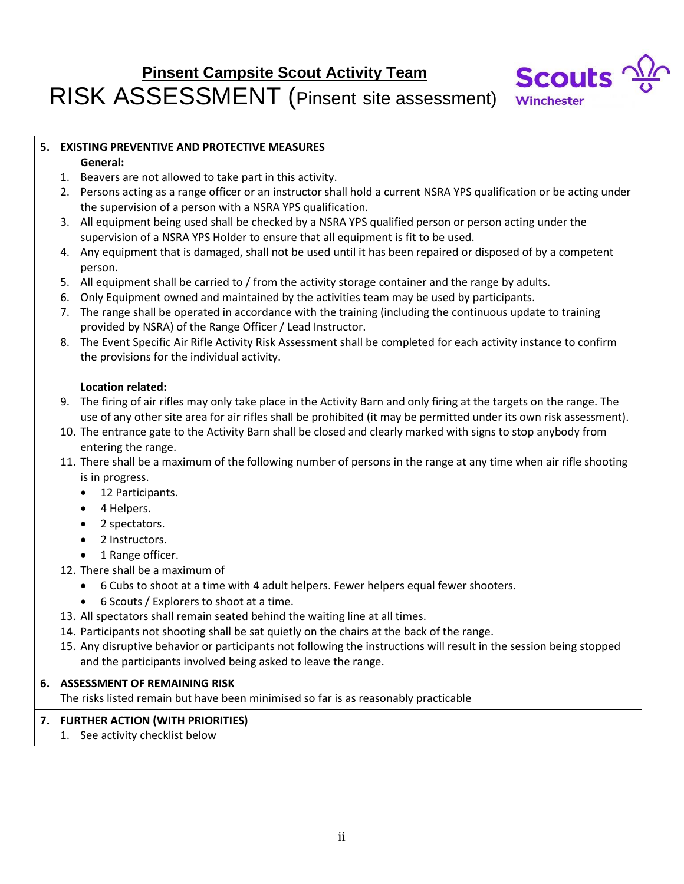**Pinsent Campsite Scout Activity Team**

# RISK ASSESSMENT (Pinsent site assessment)

Scouts Winchester

**5. EXISTING PREVENTIVE AND PROTECTIVE MEASURES**

**General:**

1. Beavers are not allowed to take part in this activity.
2. Persons acting as a range officer or an instructor shall hold a current NSRA YPS qualification or be acting under the supervision of a person with a NSRA YPS qualification.
3. All equipment being used shall be checked by a NSRA YPS qualified person or person acting under the supervision of a NSRA YPS Holder to ensure that all equipment is fit to be used.
4. Any equipment that is damaged, shall not be used until it has been repaired or disposed of by a competent person.
5. All equipment shall be carried to / from the activity storage container and the range by adults.
6. Only Equipment owned and maintained by the activities team may be used by participants.
7. The range shall be operated in accordance with the training (including the continuous update to training provided by NSRA) of the Range Officer / Lead Instructor.
8. The Event Specific Air Rifle Activity Risk Assessment shall be completed for each activity instance to confirm the provisions for the individual activity.

**Location related:**

9. The firing of air rifles may only take place in the Activity Barn and only firing at the targets on the range. The use of any other site area for air rifles shall be prohibited (it may be permitted under its own risk assessment).
10. The entrance gate to the Activity Barn shall be closed and clearly marked with signs to stop anybody from entering the range.
11. There shall be a maximum of the following number of persons in the range at any time when air rifle shooting is in progress.
    - 12 Participants.
    - 4 Helpers.
    - 2 spectators.
    - 2 Instructors.
    - 1 Range officer.
12. There shall be a maximum of
    - 6 Cubs to shoot at a time with 4 adult helpers. Fewer helpers equal fewer shooters.
    - 6 Scouts / Explorers to shoot at a time.
13. All spectators shall remain seated behind the waiting line at all times.
14. Participants not shooting shall be sat quietly on the chairs at the back of the range.
15. Any disruptive behavior or participants not following the instructions will result in the session being stopped and the participants involved being asked to leave the range.

**6. ASSESSMENT OF REMAINING RISK**

The risks listed remain but have been minimised so far is as reasonably practicable

**7. FURTHER ACTION (WITH PRIORITIES)**

1. See activity checklist below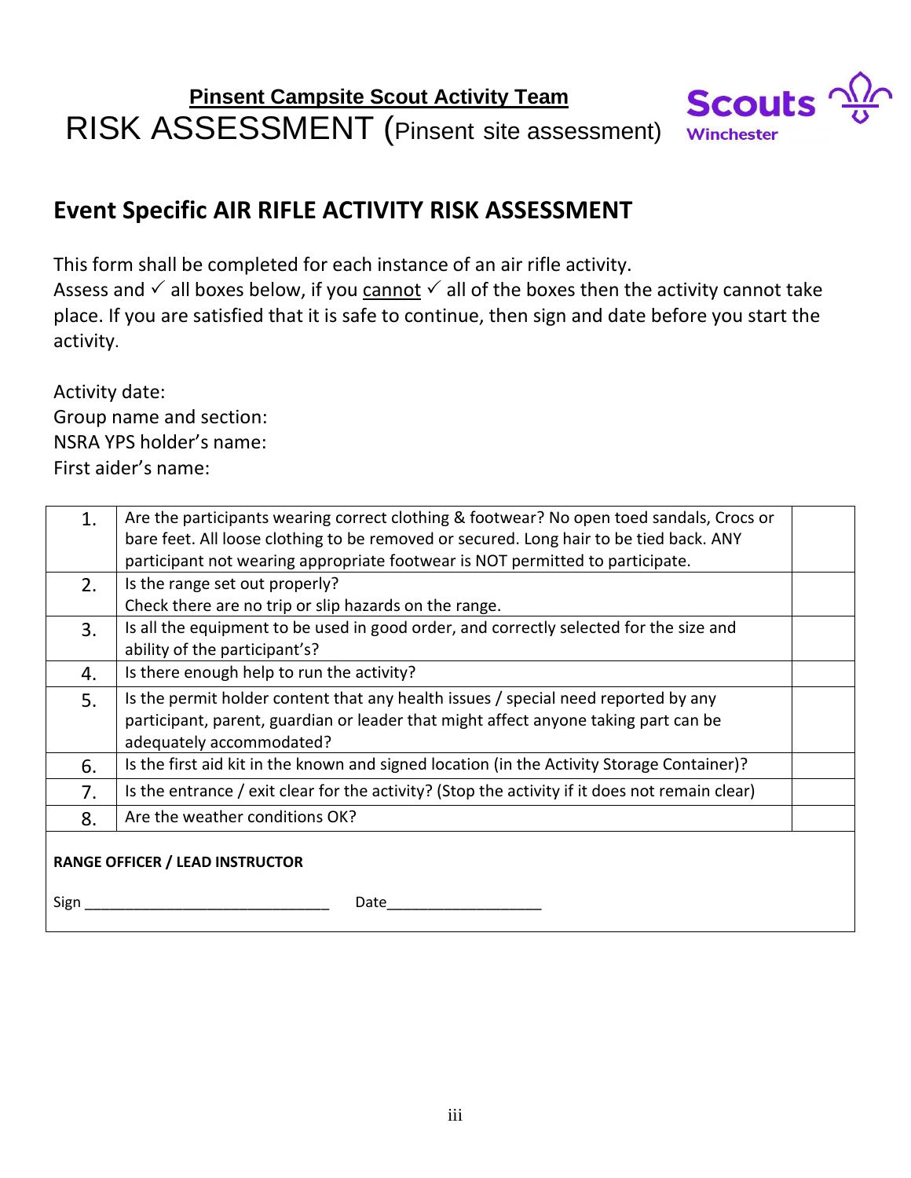**Pinsent Campsite Scout Activity Team**

RISK ASSESSMENT (Pinsent site assessment)

Scouts Winchester

## Event Specific AIR RIFLE ACTIVITY RISK ASSESSMENT

This form shall be completed for each instance of an air rifle activity.
Assess and ✓ all boxes below, if you cannot ✓ all of the boxes then the activity cannot take place. If you are satisfied that it is safe to continue, then sign and date before you start the activity.

Activity date:
Group name and section:
NSRA YPS holder's name:
First aider's name:

| | | |
|---|---|---|
| 1. | Are the participants wearing correct clothing & footwear? No open toed sandals, Crocs or bare feet. All loose clothing to be removed or secured. Long hair to be tied back. ANY participant not wearing appropriate footwear is NOT permitted to participate. | |
| 2. | Is the range set out properly?<br>Check there are no trip or slip hazards on the range. | |
| 3. | Is all the equipment to be used in good order, and correctly selected for the size and ability of the participant's? | |
| 4. | Is there enough help to run the activity? | |
| 5. | Is the permit holder content that any health issues / special need reported by any participant, parent, guardian or leader that might affect anyone taking part can be adequately accommodated? | |
| 6. | Is the first aid kit in the known and signed location (in the Activity Storage Container)? | |
| 7. | Is the entrance / exit clear for the activity? (Stop the activity if it does not remain clear) | |
| 8. | Are the weather conditions OK? | |

**RANGE OFFICER / LEAD INSTRUCTOR**

Sign ______________________________ Date___________________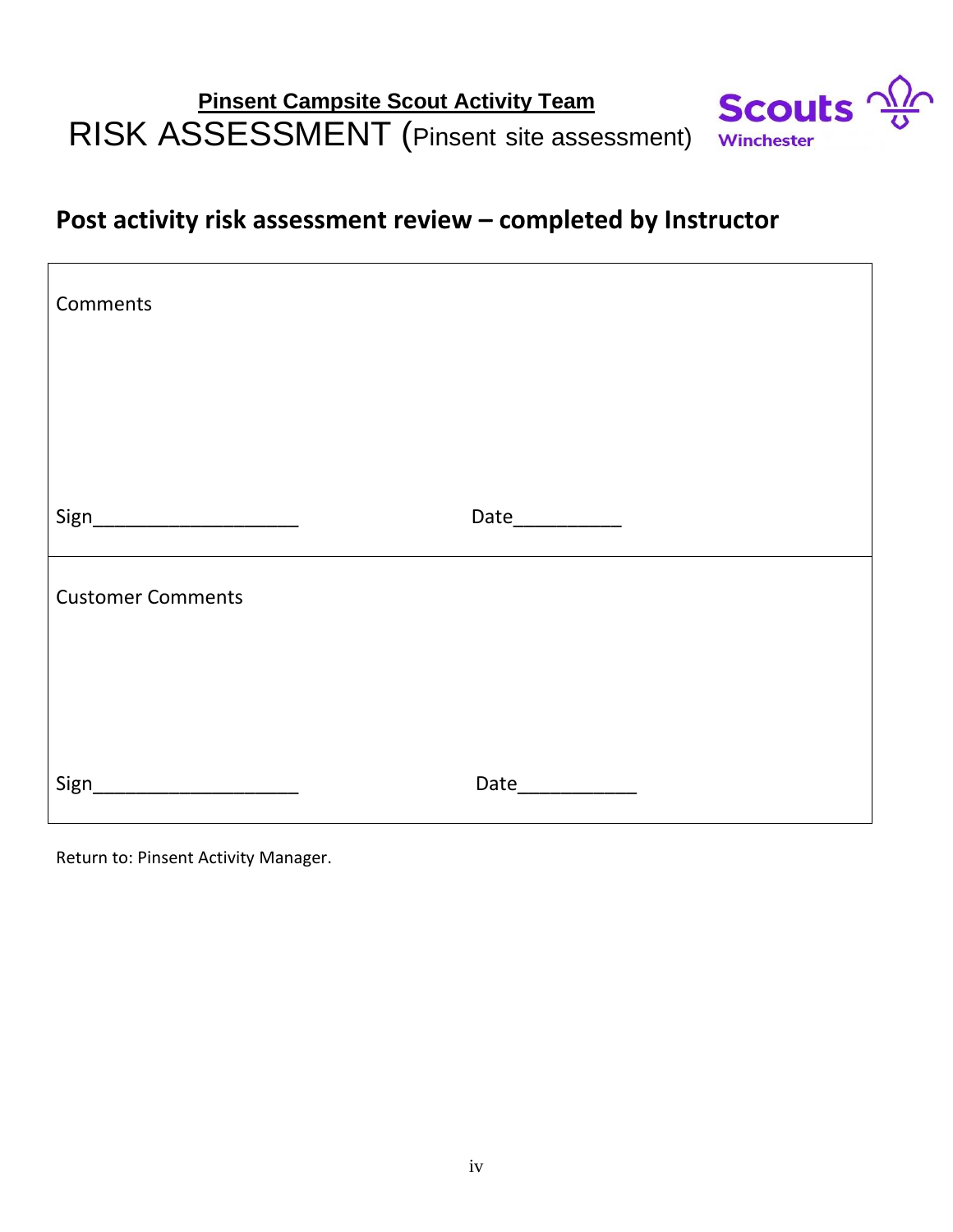**Pinsent Campsite Scout Activity Team**

RISK ASSESSMENT (Pinsent site assessment)

Scouts Winchester

## Post activity risk assessment review – completed by Instructor

| Comments<br><br><br><br><br>Sign____________________ Date__________ |
|---|
| Customer Comments<br><br><br><br><br>Sign____________________ Date___________ |

Return to: Pinsent Activity Manager.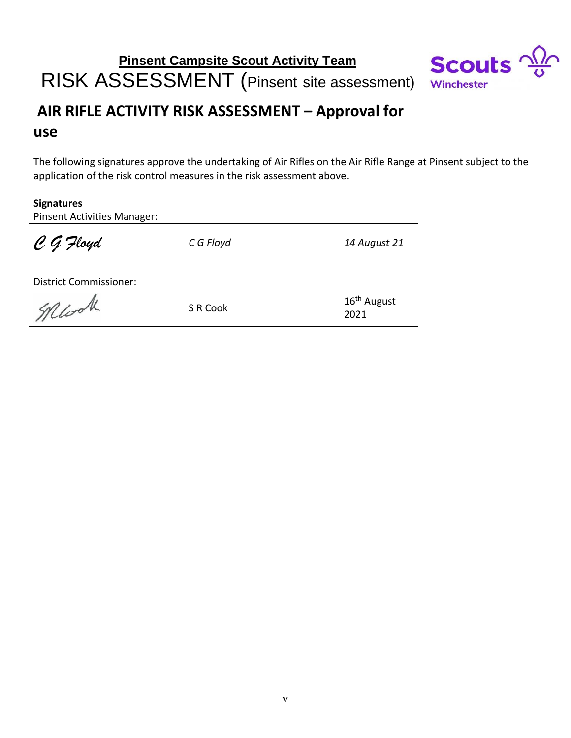**Pinsent Campsite Scout Activity Team**

RISK ASSESSMENT (Pinsent site assessment)

Scouts Winchester

## AIR RIFLE ACTIVITY RISK ASSESSMENT – Approval for use

The following signatures approve the undertaking of Air Rifles on the Air Rifle Range at Pinsent subject to the application of the risk control measures in the risk assessment above.

**Signatures**

Pinsent Activities Manager:

| | | |
|---|---|---|
| *C G Floyd* | *C G Floyd* | *14 August 21* |

District Commissioner:

| | | |
|---|---|---|
| SRCook | S R Cook | 16th August 2021 |